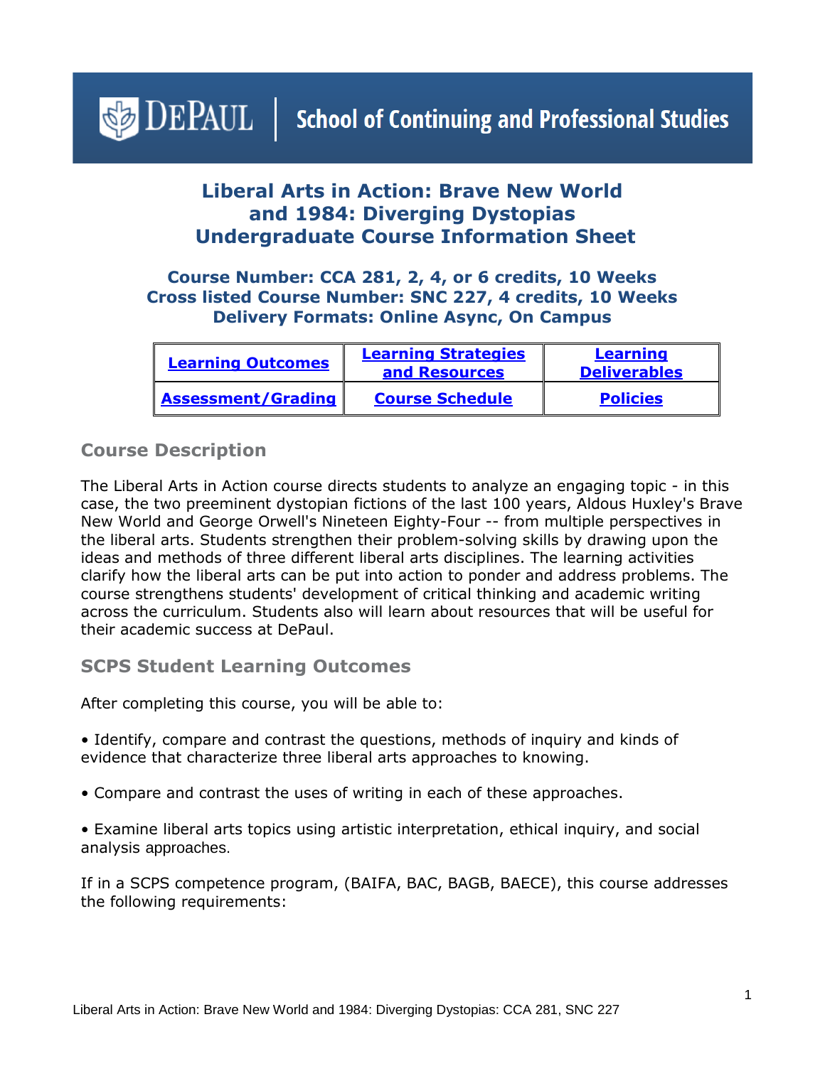DePaul | School of Continuing and Professional Studies

# Liberal Arts in Action: Brave New World and 1984: Diverging Dystopias Undergraduate Course Information Sheet

### Course Number: CCA 281, 2, 4, or 6 credits, 10 Weeks
### Cross listed Course Number: SNC 227, 4 credits, 10 Weeks
### Delivery Formats: Online Async, On Campus

| Learning Outcomes | Learning Strategies and Resources | Learning Deliverables |
|---|---|---|
| Assessment/Grading | Course Schedule | Policies |

## Course Description

The Liberal Arts in Action course directs students to analyze an engaging topic - in this case, the two preeminent dystopian fictions of the last 100 years, Aldous Huxley's Brave New World and George Orwell's Nineteen Eighty-Four -- from multiple perspectives in the liberal arts. Students strengthen their problem-solving skills by drawing upon the ideas and methods of three different liberal arts disciplines. The learning activities clarify how the liberal arts can be put into action to ponder and address problems. The course strengthens students' development of critical thinking and academic writing across the curriculum. Students also will learn about resources that will be useful for their academic success at DePaul.

## SCPS Student Learning Outcomes

After completing this course, you will be able to:

• Identify, compare and contrast the questions, methods of inquiry and kinds of evidence that characterize three liberal arts approaches to knowing.

• Compare and contrast the uses of writing in each of these approaches.

• Examine liberal arts topics using artistic interpretation, ethical inquiry, and social analysis approaches.

If in a SCPS competence program, (BAIFA, BAC, BAGB, BAECE), this course addresses the following requirements: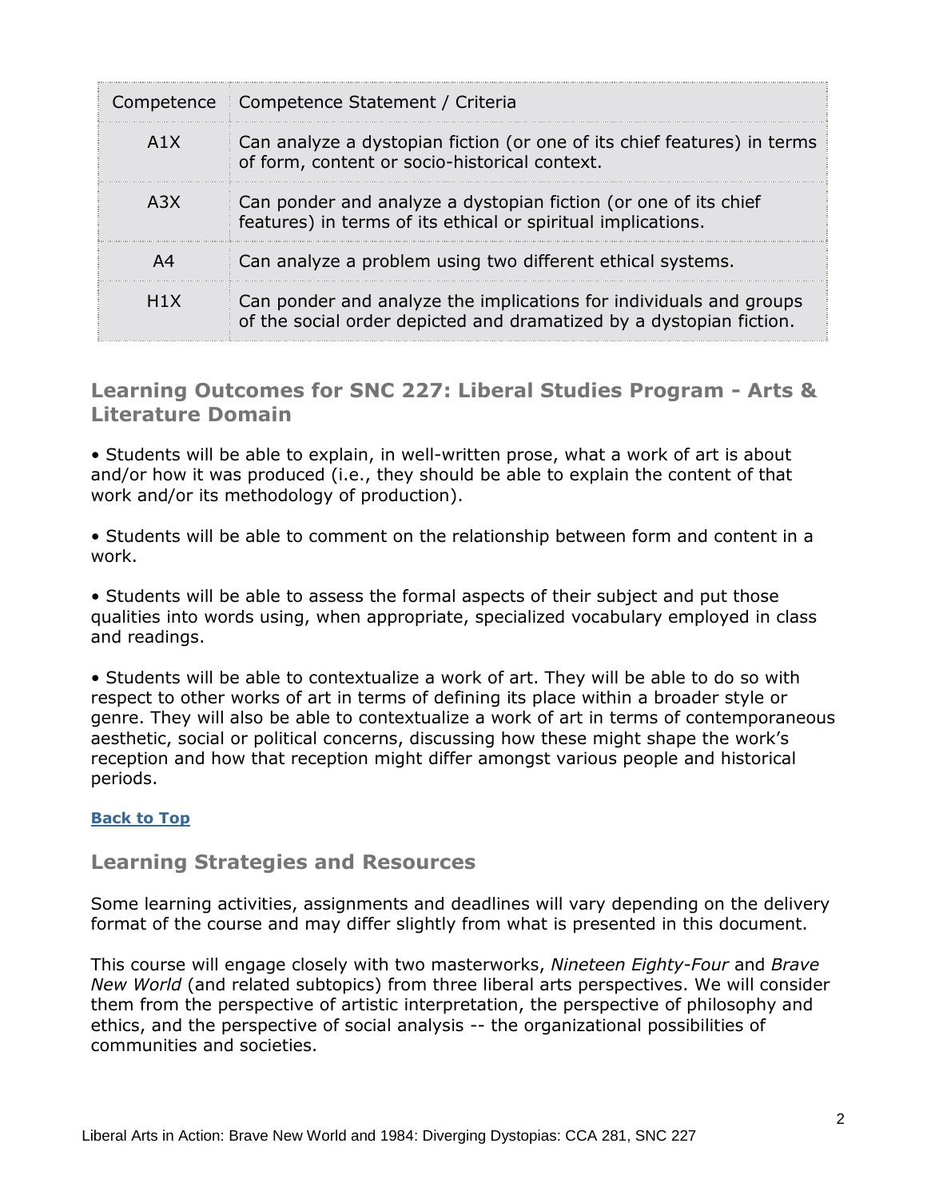| Competence | Competence Statement / Criteria |
|---|---|
| A1X | Can analyze a dystopian fiction (or one of its chief features) in terms of form, content or socio-historical context. |
| A3X | Can ponder and analyze a dystopian fiction (or one of its chief features) in terms of its ethical or spiritual implications. |
| A4 | Can analyze a problem using two different ethical systems. |
| H1X | Can ponder and analyze the implications for individuals and groups of the social order depicted and dramatized by a dystopian fiction. |

## Learning Outcomes for SNC 227: Liberal Studies Program - Arts & Literature Domain

• Students will be able to explain, in well-written prose, what a work of art is about and/or how it was produced (i.e., they should be able to explain the content of that work and/or its methodology of production).

• Students will be able to comment on the relationship between form and content in a work.

• Students will be able to assess the formal aspects of their subject and put those qualities into words using, when appropriate, specialized vocabulary employed in class and readings.

• Students will be able to contextualize a work of art. They will be able to do so with respect to other works of art in terms of defining its place within a broader style or genre. They will also be able to contextualize a work of art in terms of contemporaneous aesthetic, social or political concerns, discussing how these might shape the work's reception and how that reception might differ amongst various people and historical periods.

**Back to Top**

## Learning Strategies and Resources

Some learning activities, assignments and deadlines will vary depending on the delivery format of the course and may differ slightly from what is presented in this document.

This course will engage closely with two masterworks, *Nineteen Eighty-Four* and *Brave New World* (and related subtopics) from three liberal arts perspectives. We will consider them from the perspective of artistic interpretation, the perspective of philosophy and ethics, and the perspective of social analysis -- the organizational possibilities of communities and societies.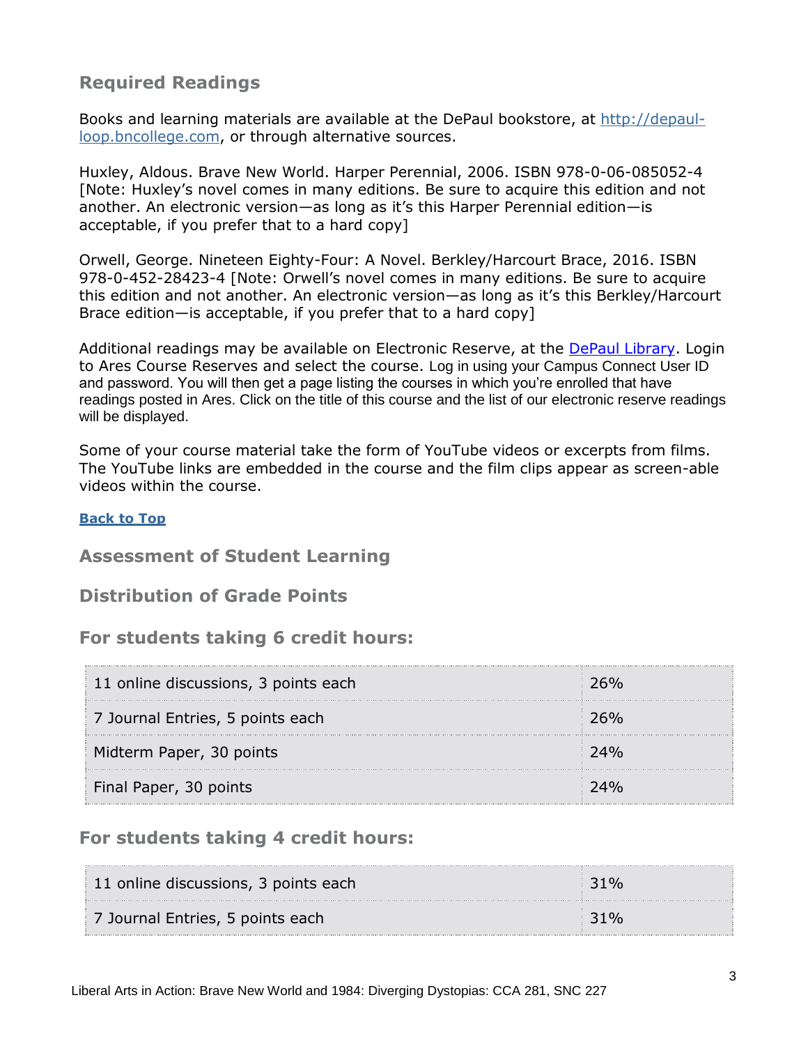## Required Readings

Books and learning materials are available at the DePaul bookstore, at [http://depaul-loop.bncollege.com](http://depaul-loop.bncollege.com), or through alternative sources.

Huxley, Aldous. Brave New World. Harper Perennial, 2006. ISBN 978-0-06-085052-4 [Note: Huxley's novel comes in many editions. Be sure to acquire this edition and not another. An electronic version—as long as it's this Harper Perennial edition—is acceptable, if you prefer that to a hard copy]

Orwell, George. Nineteen Eighty-Four: A Novel. Berkley/Harcourt Brace, 2016. ISBN 978-0-452-28423-4 [Note: Orwell's novel comes in many editions. Be sure to acquire this edition and not another. An electronic version—as long as it's this Berkley/Harcourt Brace edition—is acceptable, if you prefer that to a hard copy]

Additional readings may be available on Electronic Reserve, at the [DePaul Library](). Login to Ares Course Reserves and select the course. Log in using your Campus Connect User ID and password. You will then get a page listing the courses in which you're enrolled that have readings posted in Ares. Click on the title of this course and the list of our electronic reserve readings will be displayed.

Some of your course material take the form of YouTube videos or excerpts from films. The YouTube links are embedded in the course and the film clips appear as screen-able videos within the course.

**Back to Top**

## Assessment of Student Learning

## Distribution of Grade Points

### For students taking 6 credit hours:

| | |
|---|---|
| 11 online discussions, 3 points each | 26% |
| 7 Journal Entries, 5 points each | 26% |
| Midterm Paper, 30 points | 24% |
| Final Paper, 30 points | 24% |

### For students taking 4 credit hours:

| | |
|---|---|
| 11 online discussions, 3 points each | 31% |
| 7 Journal Entries, 5 points each | 31% |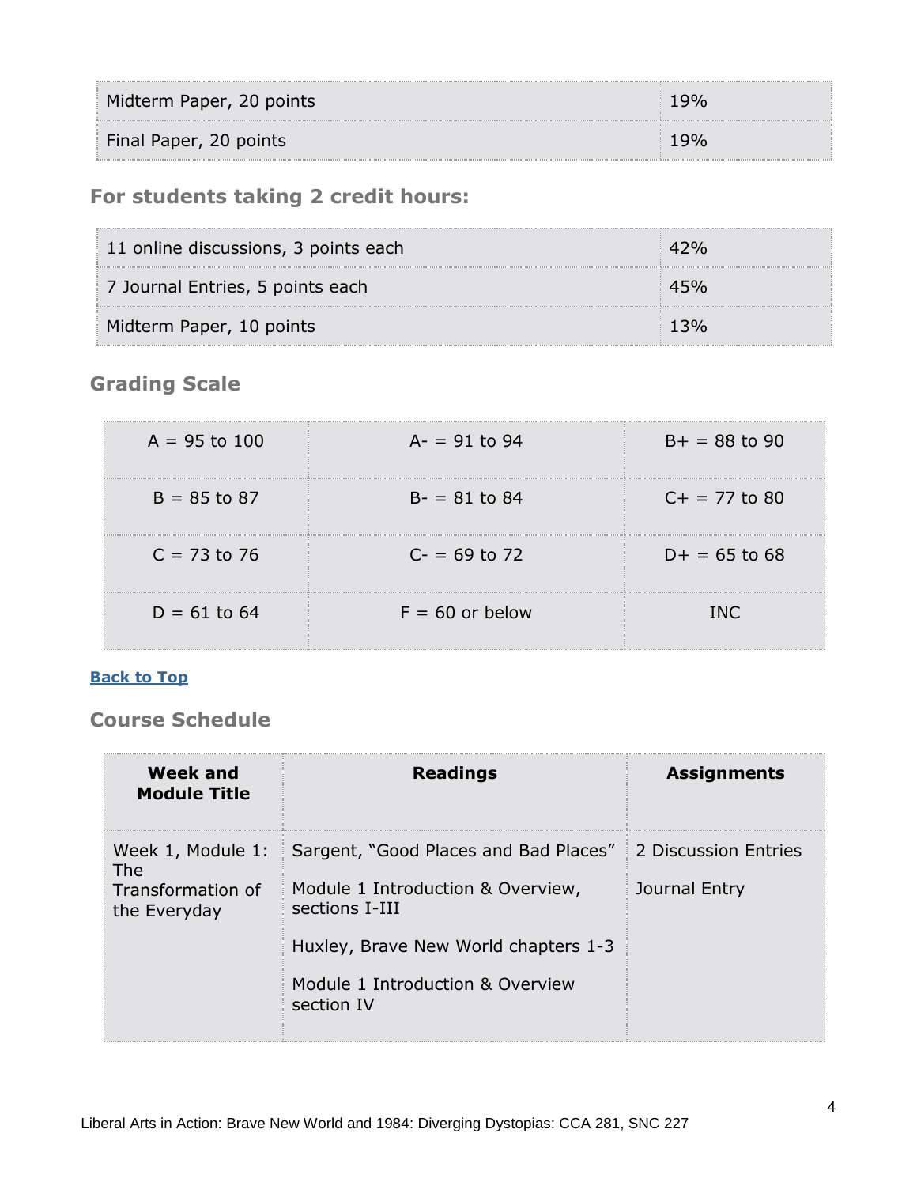| | |
|---|---|
| Midterm Paper, 20 points | 19% |
| Final Paper, 20 points | 19% |

### For students taking 2 credit hours:

| | |
|---|---|
| 11 online discussions, 3 points each | 42% |
| 7 Journal Entries, 5 points each | 45% |
| Midterm Paper, 10 points | 13% |

### Grading Scale

| | | |
|---|---|---|
| A = 95 to 100 | A- = 91 to 94 | B+ = 88 to 90 |
| B = 85 to 87 | B- = 81 to 84 | C+ = 77 to 80 |
| C = 73 to 76 | C- = 69 to 72 | D+ = 65 to 68 |
| D = 61 to 64 | F = 60 or below | INC |

**Back to Top**

### Course Schedule

| Week and Module Title | Readings | Assignments |
|---|---|---|
| Week 1, Module 1: The Transformation of the Everyday | Sargent, "Good Places and Bad Places"<br><br>Module 1 Introduction & Overview, sections I-III<br><br>Huxley, Brave New World chapters 1-3<br><br>Module 1 Introduction & Overview section IV | 2 Discussion Entries<br><br>Journal Entry |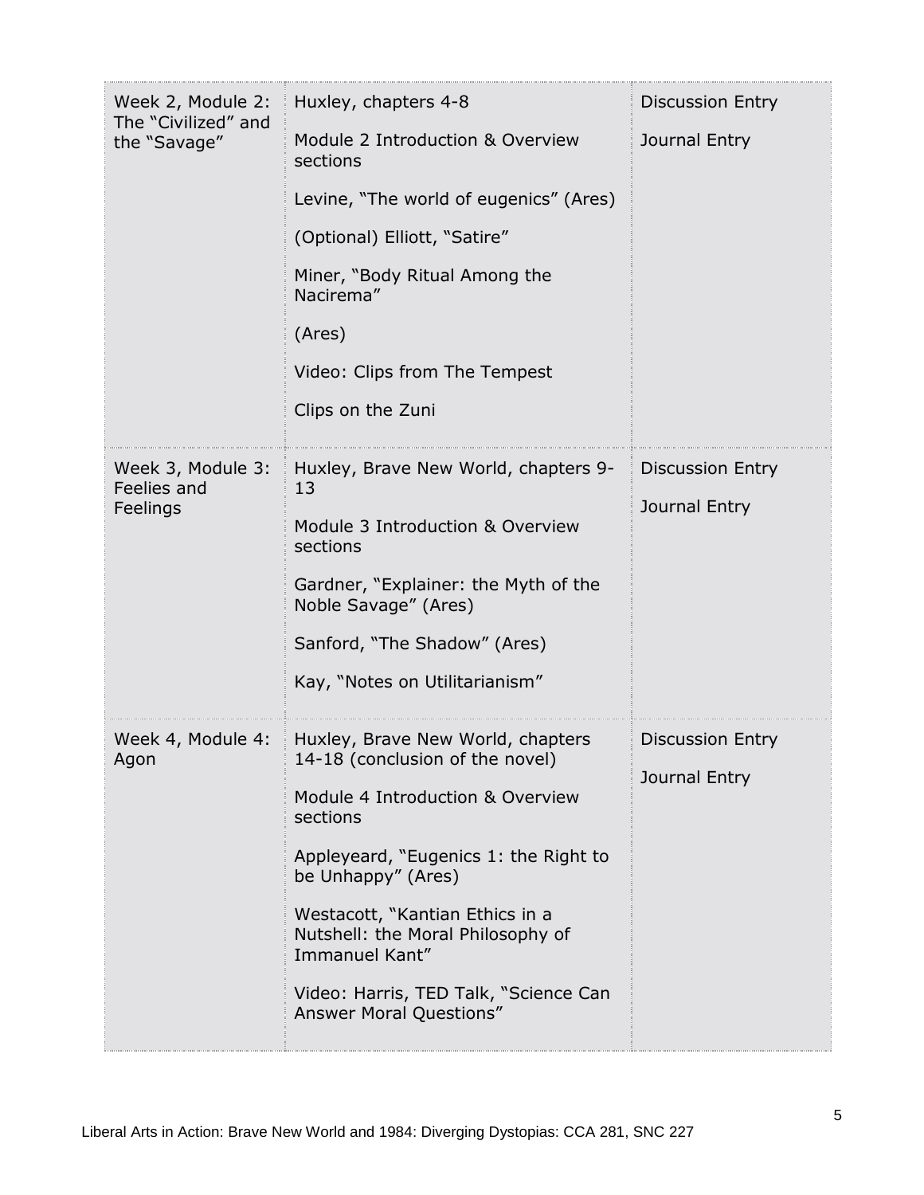| | | |
|---|---|---|
| Week 2, Module 2: The "Civilized" and the "Savage" | Huxley, chapters 4-8<br><br>Module 2 Introduction & Overview sections<br><br>Levine, "The world of eugenics" (Ares)<br><br>(Optional) Elliott, "Satire"<br><br>Miner, "Body Ritual Among the Nacirema"<br><br>(Ares)<br><br>Video: Clips from The Tempest<br><br>Clips on the Zuni | Discussion Entry<br><br>Journal Entry |
| Week 3, Module 3: Feelies and Feelings | Huxley, Brave New World, chapters 9-13<br><br>Module 3 Introduction & Overview sections<br><br>Gardner, "Explainer: the Myth of the Noble Savage" (Ares)<br><br>Sanford, "The Shadow" (Ares)<br><br>Kay, "Notes on Utilitarianism" | Discussion Entry<br><br>Journal Entry |
| Week 4, Module 4: Agon | Huxley, Brave New World, chapters 14-18 (conclusion of the novel)<br><br>Module 4 Introduction & Overview sections<br><br>Appleyeard, "Eugenics 1: the Right to be Unhappy" (Ares)<br><br>Westacott, "Kantian Ethics in a Nutshell: the Moral Philosophy of Immanuel Kant"<br><br>Video: Harris, TED Talk, "Science Can Answer Moral Questions" | Discussion Entry<br><br>Journal Entry |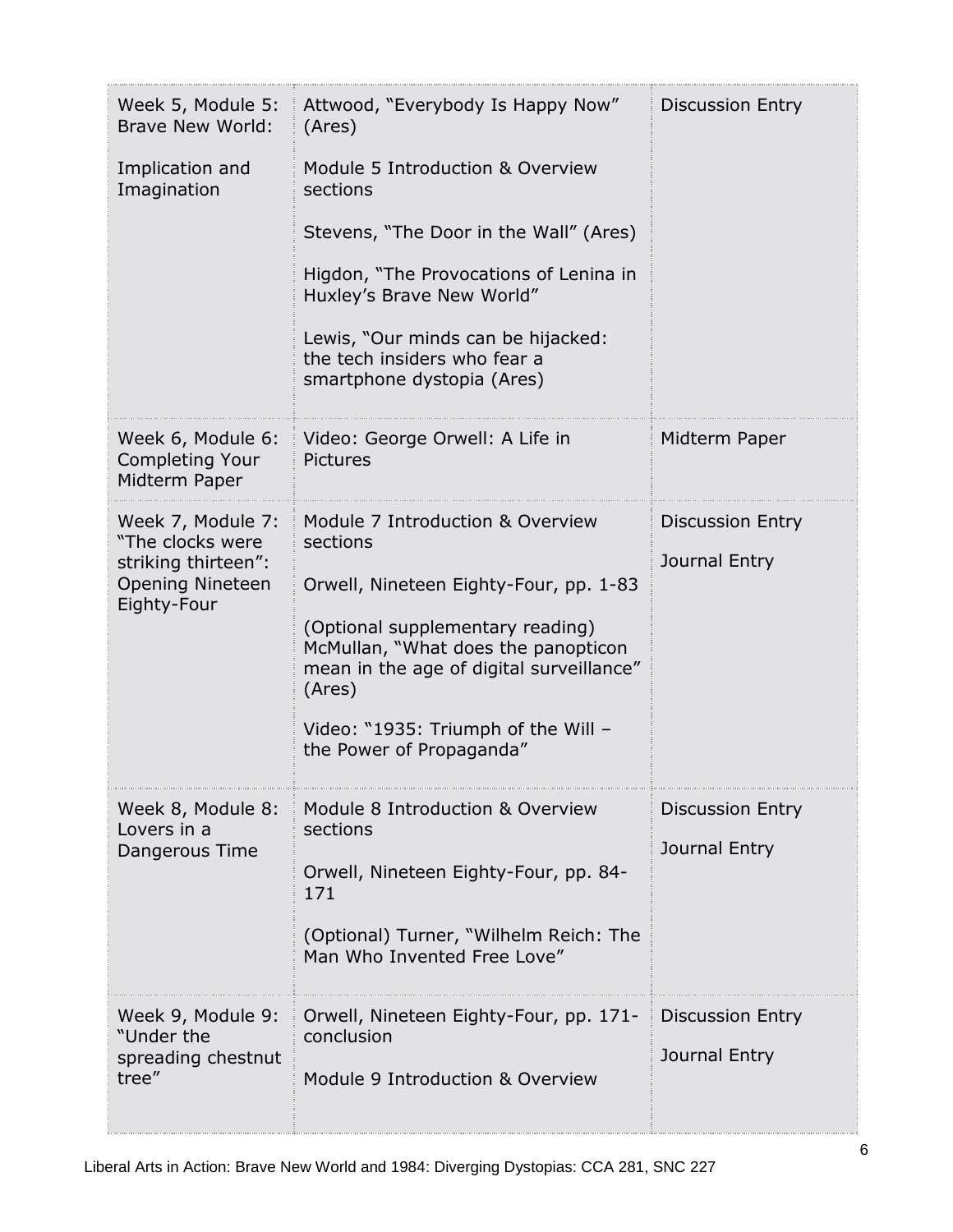| Week 5, Module 5: Brave New World: Implication and Imagination | Attwood, "Everybody Is Happy Now" (Ares)<br><br>Module 5 Introduction & Overview sections<br><br>Stevens, "The Door in the Wall" (Ares)<br><br>Higdon, "The Provocations of Lenina in Huxley's Brave New World"<br><br>Lewis, "Our minds can be hijacked: the tech insiders who fear a smartphone dystopia (Ares) | Discussion Entry |
|---|---|---|
| Week 6, Module 6: Completing Your Midterm Paper | Video: George Orwell: A Life in Pictures | Midterm Paper |
| Week 7, Module 7: "The clocks were striking thirteen": Opening Nineteen Eighty-Four | Module 7 Introduction & Overview sections<br><br>Orwell, Nineteen Eighty-Four, pp. 1-83<br><br>(Optional supplementary reading) McMullan, "What does the panopticon mean in the age of digital surveillance" (Ares)<br><br>Video: "1935: Triumph of the Will – the Power of Propaganda" | Discussion Entry<br><br>Journal Entry |
| Week 8, Module 8: Lovers in a Dangerous Time | Module 8 Introduction & Overview sections<br><br>Orwell, Nineteen Eighty-Four, pp. 84-171<br><br>(Optional) Turner, "Wilhelm Reich: The Man Who Invented Free Love" | Discussion Entry<br><br>Journal Entry |
| Week 9, Module 9: "Under the spreading chestnut tree" | Orwell, Nineteen Eighty-Four, pp. 171-conclusion<br><br>Module 9 Introduction & Overview | Discussion Entry<br><br>Journal Entry |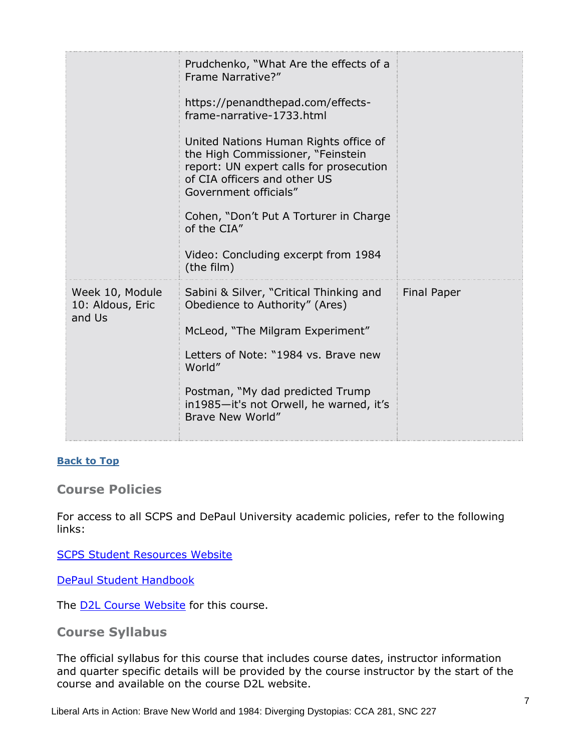| | | |
|---|---|---|
| | Prudchenko, "What Are the effects of a Frame Narrative?"<br><br>https://penandthepad.com/effects-frame-narrative-1733.html<br><br>United Nations Human Rights office of the High Commissioner, "Feinstein report: UN expert calls for prosecution of CIA officers and other US Government officials"<br><br>Cohen, "Don't Put A Torturer in Charge of the CIA"<br><br>Video: Concluding excerpt from 1984 (the film) | |
| Week 10, Module 10: Aldous, Eric and Us | Sabini & Silver, "Critical Thinking and Obedience to Authority" (Ares)<br><br>McLeod, "The Milgram Experiment"<br><br>Letters of Note: "1984 vs. Brave new World"<br><br>Postman, "My dad predicted Trump in1985—it's not Orwell, he warned, it's Brave New World" | Final Paper |

**Back to Top**

## Course Policies

For access to all SCPS and DePaul University academic policies, refer to the following links:

SCPS Student Resources Website

DePaul Student Handbook

The D2L Course Website for this course.

## Course Syllabus

The official syllabus for this course that includes course dates, instructor information and quarter specific details will be provided by the course instructor by the start of the course and available on the course D2L website.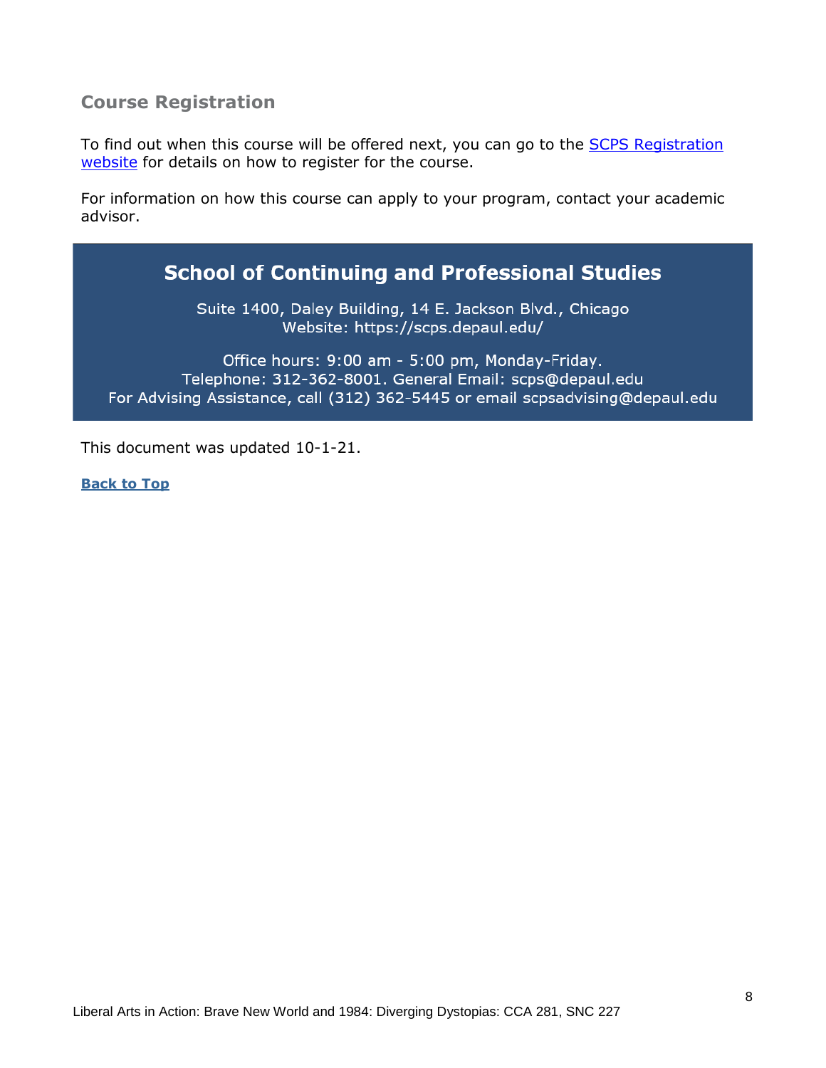## Course Registration

To find out when this course will be offered next, you can go to the [SCPS Registration website]() for details on how to register for the course.

For information on how this course can apply to your program, contact your academic advisor.

### School of Continuing and Professional Studies

Suite 1400, Daley Building, 14 E. Jackson Blvd., Chicago
Website: https://scps.depaul.edu/

Office hours: 9:00 am - 5:00 pm, Monday-Friday.
Telephone: 312-362-8001. General Email: scps@depaul.edu
For Advising Assistance, call (312) 362-5445 or email scpsadvising@depaul.edu

This document was updated 10-1-21.

**Back to Top**